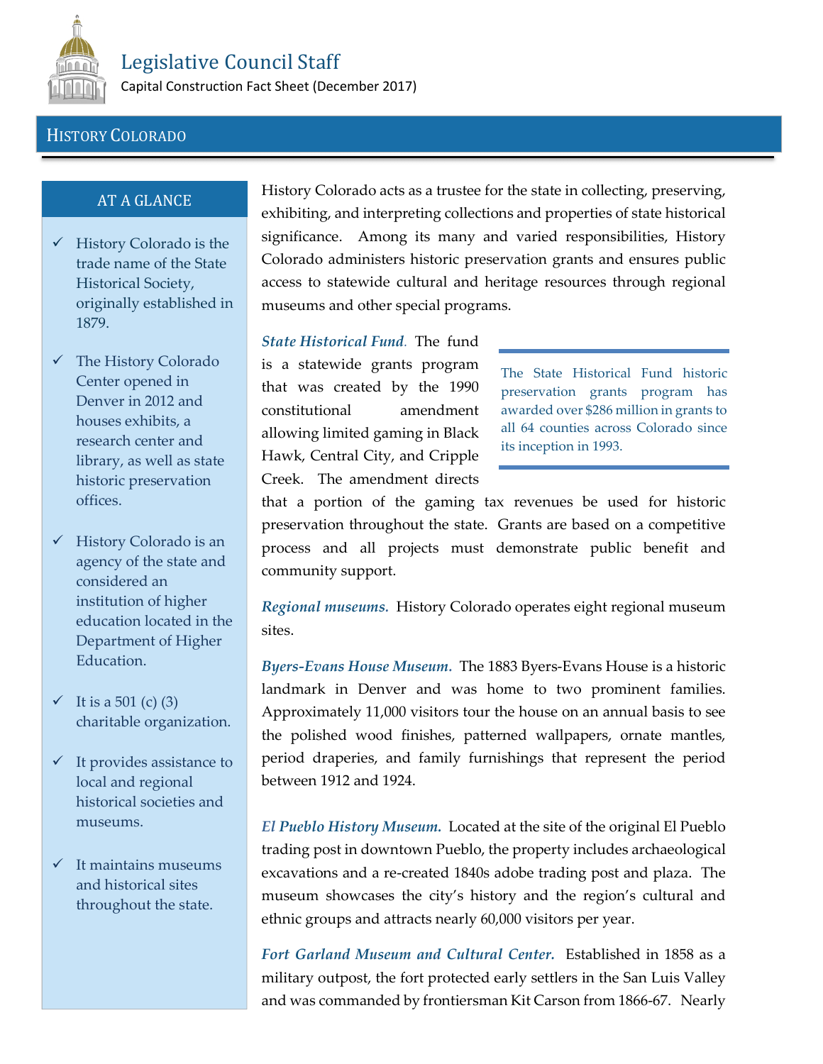# Legislative Council Staff

Capital Construction Fact Sheet (December 2017)

## History Colorado

### AT A GLANCE

- ✓ History Colorado is the trade name of the State Historical Society, originally established in 1879.
- ✓ The History Colorado Center opened in Denver in 2012 and houses exhibits, a research center and library, as well as state historic preservation offices.
- ✓ History Colorado is an agency of the state and considered an institution of higher education located in the Department of Higher Education.
- ✓ It is a 501 (c) (3) charitable organization.
- ✓ It provides assistance to local and regional historical societies and museums.
- ✓ It maintains museums and historical sites throughout the state.

History Colorado acts as a trustee for the state in collecting, preserving, exhibiting, and interpreting collections and properties of state historical significance. Among its many and varied responsibilities, History Colorado administers historic preservation grants and ensures public access to statewide cultural and heritage resources through regional museums and other special programs.

> The State Historical Fund historic preservation grants program has awarded over $286 million in grants to all 64 counties across Colorado since its inception in 1993.

***State Historical Fund.*** The fund is a statewide grants program that was created by the 1990 constitutional amendment allowing limited gaming in Black Hawk, Central City, and Cripple Creek. The amendment directs that a portion of the gaming tax revenues be used for historic preservation throughout the state. Grants are based on a competitive process and all projects must demonstrate public benefit and community support.

***Regional museums.*** History Colorado operates eight regional museum sites.

***Byers-Evans House Museum.*** The 1883 Byers-Evans House is a historic landmark in Denver and was home to two prominent families. Approximately 11,000 visitors tour the house on an annual basis to see the polished wood finishes, patterned wallpapers, ornate mantles, period draperies, and family furnishings that represent the period between 1912 and 1924.

***El Pueblo History Museum.*** Located at the site of the original El Pueblo trading post in downtown Pueblo, the property includes archaeological excavations and a re-created 1840s adobe trading post and plaza. The museum showcases the city's history and the region's cultural and ethnic groups and attracts nearly 60,000 visitors per year.

***Fort Garland Museum and Cultural Center.*** Established in 1858 as a military outpost, the fort protected early settlers in the San Luis Valley and was commanded by frontiersman Kit Carson from 1866-67. Nearly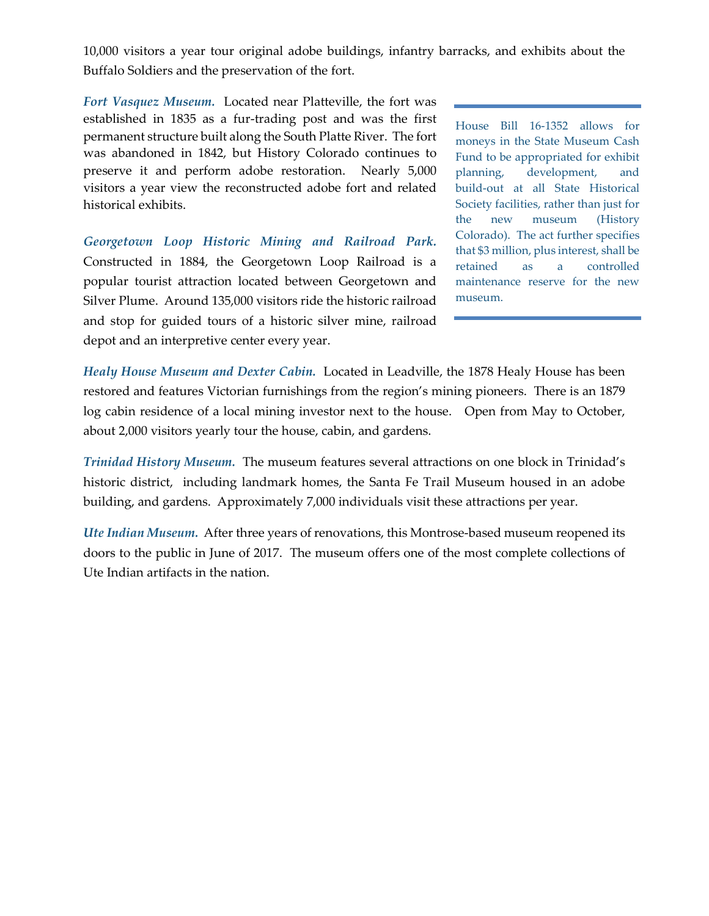10,000 visitors a year tour original adobe buildings, infantry barracks, and exhibits about the Buffalo Soldiers and the preservation of the fort.

***Fort Vasquez Museum.*** Located near Platteville, the fort was established in 1835 as a fur-trading post and was the first permanent structure built along the South Platte River. The fort was abandoned in 1842, but History Colorado continues to preserve it and perform adobe restoration. Nearly 5,000 visitors a year view the reconstructed adobe fort and related historical exhibits.

***Georgetown Loop Historic Mining and Railroad Park.*** Constructed in 1884, the Georgetown Loop Railroad is a popular tourist attraction located between Georgetown and Silver Plume. Around 135,000 visitors ride the historic railroad and stop for guided tours of a historic silver mine, railroad depot and an interpretive center every year.

> House Bill 16-1352 allows for moneys in the State Museum Cash Fund to be appropriated for exhibit planning, development, and build-out at all State Historical Society facilities, rather than just for the new museum (History Colorado). The act further specifies that $3 million, plus interest, shall be retained as a controlled maintenance reserve for the new museum.

***Healy House Museum and Dexter Cabin.*** Located in Leadville, the 1878 Healy House has been restored and features Victorian furnishings from the region's mining pioneers. There is an 1879 log cabin residence of a local mining investor next to the house. Open from May to October, about 2,000 visitors yearly tour the house, cabin, and gardens.

***Trinidad History Museum.*** The museum features several attractions on one block in Trinidad's historic district, including landmark homes, the Santa Fe Trail Museum housed in an adobe building, and gardens. Approximately 7,000 individuals visit these attractions per year.

***Ute Indian Museum.*** After three years of renovations, this Montrose-based museum reopened its doors to the public in June of 2017. The museum offers one of the most complete collections of Ute Indian artifacts in the nation.